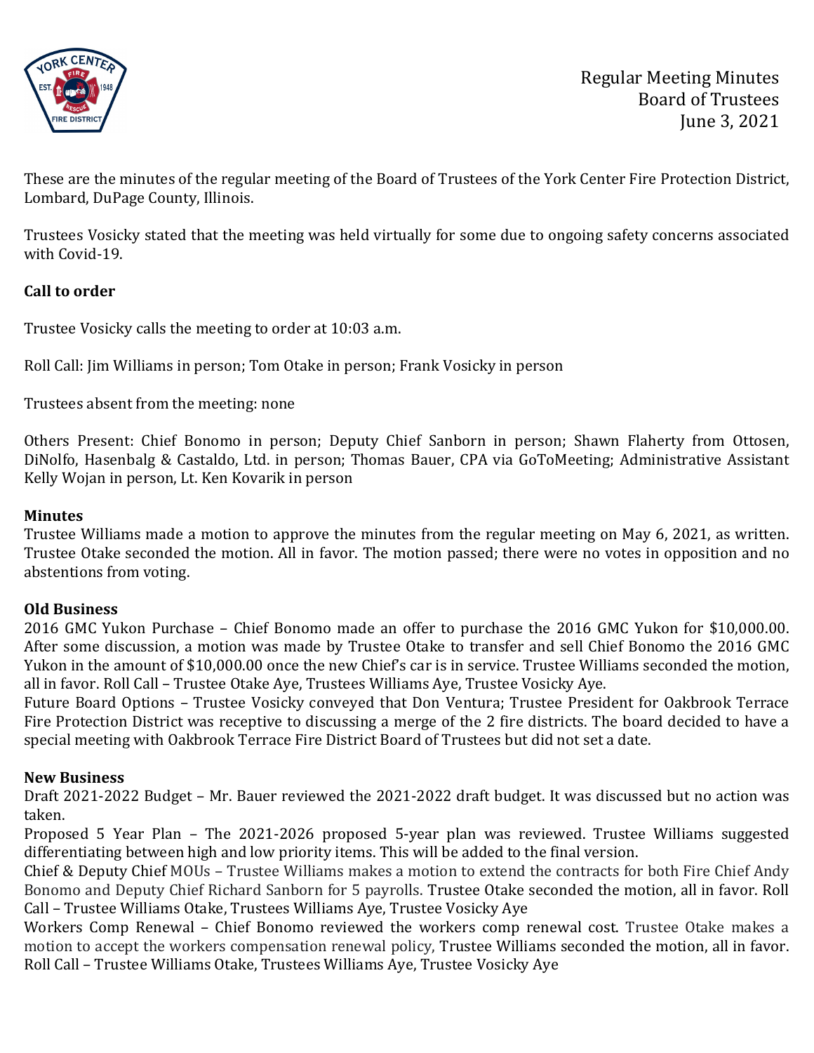Regular Meeting Minutes
Board of Trustees
June 3, 2021

These are the minutes of the regular meeting of the Board of Trustees of the York Center Fire Protection District, Lombard, DuPage County, Illinois.

Trustees Vosicky stated that the meeting was held virtually for some due to ongoing safety concerns associated with Covid-19.

**Call to order**

Trustee Vosicky calls the meeting to order at 10:03 a.m.

Roll Call: Jim Williams in person; Tom Otake in person; Frank Vosicky in person

Trustees absent from the meeting: none

Others Present: Chief Bonomo in person; Deputy Chief Sanborn in person; Shawn Flaherty from Ottosen, DiNolfo, Hasenbalg & Castaldo, Ltd. in person; Thomas Bauer, CPA via GoToMeeting; Administrative Assistant Kelly Wojan in person, Lt. Ken Kovarik in person

**Minutes**

Trustee Williams made a motion to approve the minutes from the regular meeting on May 6, 2021, as written. Trustee Otake seconded the motion. All in favor. The motion passed; there were no votes in opposition and no abstentions from voting.

**Old Business**

2016 GMC Yukon Purchase – Chief Bonomo made an offer to purchase the 2016 GMC Yukon for $10,000.00. After some discussion, a motion was made by Trustee Otake to transfer and sell Chief Bonomo the 2016 GMC Yukon in the amount of $10,000.00 once the new Chief's car is in service. Trustee Williams seconded the motion, all in favor. Roll Call – Trustee Otake Aye, Trustees Williams Aye, Trustee Vosicky Aye.

Future Board Options – Trustee Vosicky conveyed that Don Ventura; Trustee President for Oakbrook Terrace Fire Protection District was receptive to discussing a merge of the 2 fire districts. The board decided to have a special meeting with Oakbrook Terrace Fire District Board of Trustees but did not set a date.

**New Business**

Draft 2021-2022 Budget – Mr. Bauer reviewed the 2021-2022 draft budget. It was discussed but no action was taken.

Proposed 5 Year Plan – The 2021-2026 proposed 5-year plan was reviewed. Trustee Williams suggested differentiating between high and low priority items. This will be added to the final version.

Chief & Deputy Chief MOUs – Trustee Williams makes a motion to extend the contracts for both Fire Chief Andy Bonomo and Deputy Chief Richard Sanborn for 5 payrolls. Trustee Otake seconded the motion, all in favor. Roll Call – Trustee Williams Otake, Trustees Williams Aye, Trustee Vosicky Aye

Workers Comp Renewal – Chief Bonomo reviewed the workers comp renewal cost. Trustee Otake makes a motion to accept the workers compensation renewal policy, Trustee Williams seconded the motion, all in favor. Roll Call – Trustee Williams Otake, Trustees Williams Aye, Trustee Vosicky Aye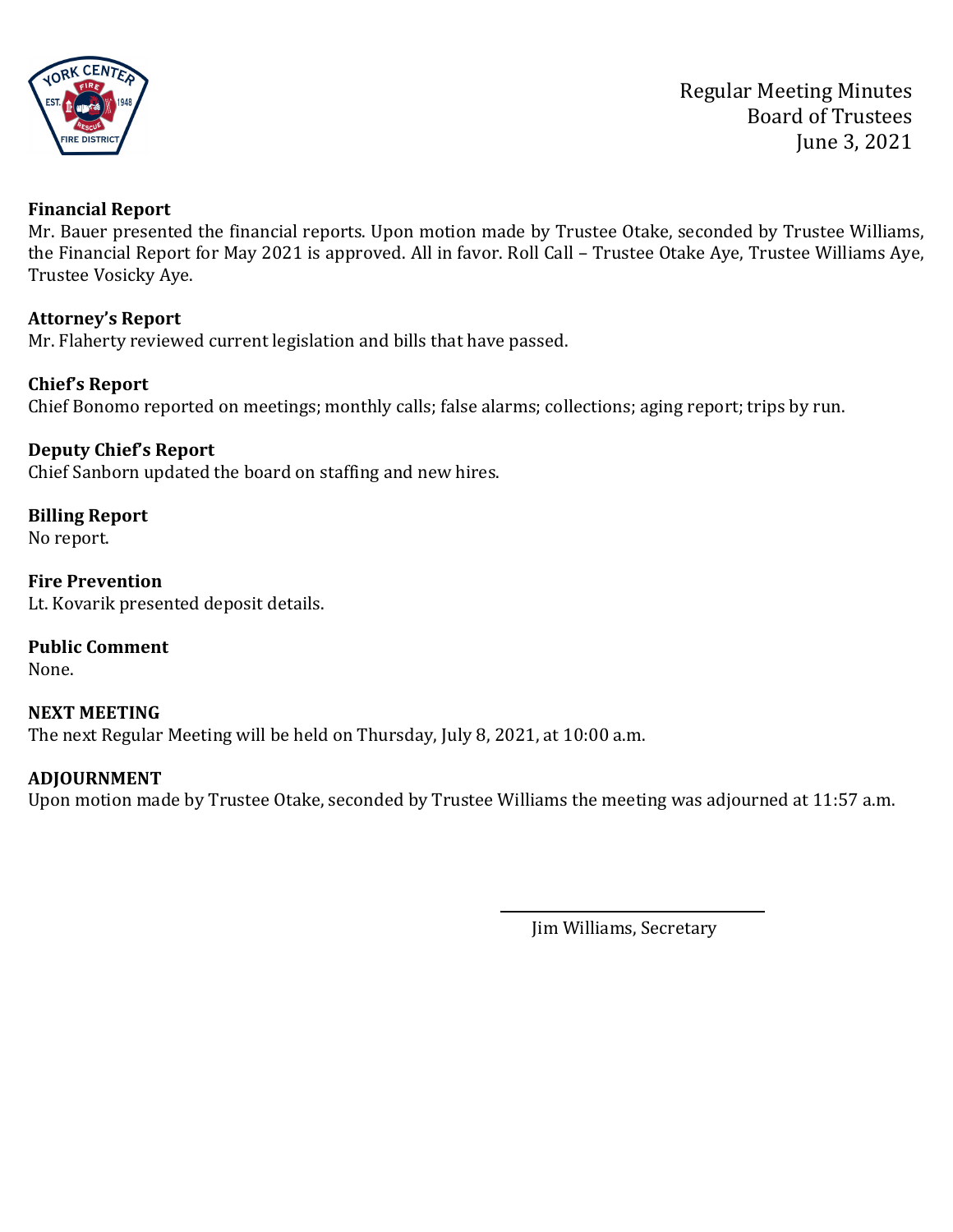Regular Meeting Minutes
Board of Trustees
June 3, 2021

**Financial Report**
Mr. Bauer presented the financial reports. Upon motion made by Trustee Otake, seconded by Trustee Williams, the Financial Report for May 2021 is approved. All in favor. Roll Call – Trustee Otake Aye, Trustee Williams Aye, Trustee Vosicky Aye.

**Attorney's Report**
Mr. Flaherty reviewed current legislation and bills that have passed.

**Chief's Report**
Chief Bonomo reported on meetings; monthly calls; false alarms; collections; aging report; trips by run.

**Deputy Chief's Report**
Chief Sanborn updated the board on staffing and new hires.

**Billing Report**
No report.

**Fire Prevention**
Lt. Kovarik presented deposit details.

**Public Comment**
None.

**NEXT MEETING**
The next Regular Meeting will be held on Thursday, July 8, 2021, at 10:00 a.m.

**ADJOURNMENT**
Upon motion made by Trustee Otake, seconded by Trustee Williams the meeting was adjourned at 11:57 a.m.

\_\_\_\_\_\_\_\_\_\_\_\_\_\_\_\_\_\_\_\_\_\_\_\_\_\_\_\_
Jim Williams, Secretary